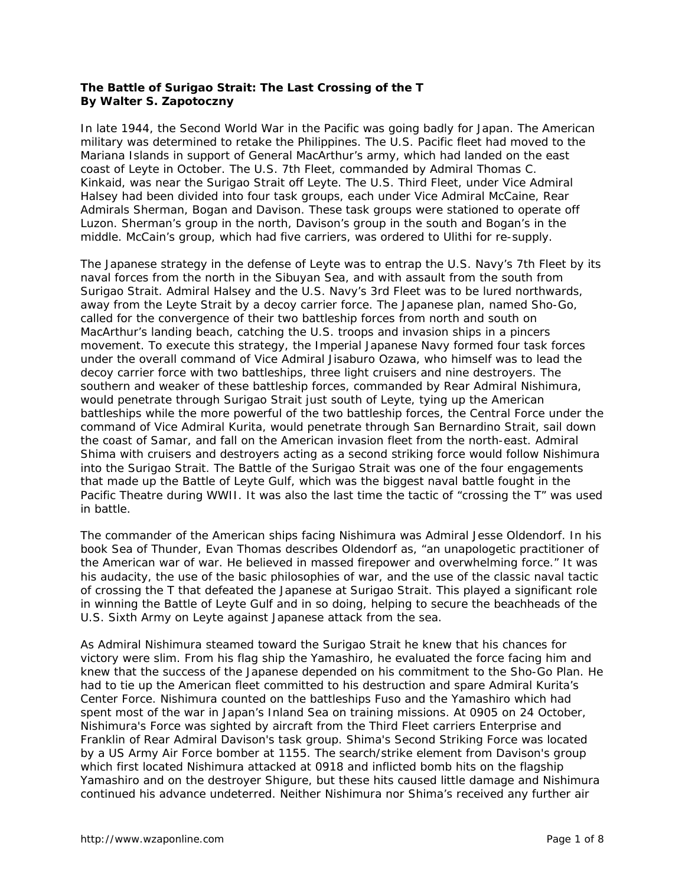**The Battle of Surigao Strait: The Last Crossing of the T**
**By Walter S. Zapotoczny**

In late 1944, the Second World War in the Pacific was going badly for Japan. The American military was determined to retake the Philippines. The U.S. Pacific fleet had moved to the Mariana Islands in support of General MacArthur's army, which had landed on the east coast of Leyte in October. The U.S. 7th Fleet, commanded by Admiral Thomas C. Kinkaid, was near the Surigao Strait off Leyte. The U.S. Third Fleet, under Vice Admiral Halsey had been divided into four task groups, each under Vice Admiral McCaine, Rear Admirals Sherman, Bogan and Davison. These task groups were stationed to operate off Luzon. Sherman's group in the north, Davison's group in the south and Bogan's in the middle. McCain's group, which had five carriers, was ordered to Ulithi for re-supply.

The Japanese strategy in the defense of Leyte was to entrap the U.S. Navy's 7th Fleet by its naval forces from the north in the Sibuyan Sea, and with assault from the south from Surigao Strait. Admiral Halsey and the U.S. Navy's 3rd Fleet was to be lured northwards, away from the Leyte Strait by a decoy carrier force. The Japanese plan, named Sho-Go, called for the convergence of their two battleship forces from north and south on MacArthur's landing beach, catching the U.S. troops and invasion ships in a pincers movement. To execute this strategy, the Imperial Japanese Navy formed four task forces under the overall command of Vice Admiral Jisaburo Ozawa, who himself was to lead the decoy carrier force with two battleships, three light cruisers and nine destroyers. The southern and weaker of these battleship forces, commanded by Rear Admiral Nishimura, would penetrate through Surigao Strait just south of Leyte, tying up the American battleships while the more powerful of the two battleship forces, the Central Force under the command of Vice Admiral Kurita, would penetrate through San Bernardino Strait, sail down the coast of Samar, and fall on the American invasion fleet from the north-east. Admiral Shima with cruisers and destroyers acting as a second striking force would follow Nishimura into the Surigao Strait. The Battle of the Surigao Strait was one of the four engagements that made up the Battle of Leyte Gulf, which was the biggest naval battle fought in the Pacific Theatre during WWII. It was also the last time the tactic of "crossing the T" was used in battle.

The commander of the American ships facing Nishimura was Admiral Jesse Oldendorf. In his book Sea of Thunder, Evan Thomas describes Oldendorf as, "an unapologetic practitioner of the American war of war. He believed in massed firepower and overwhelming force." It was his audacity, the use of the basic philosophies of war, and the use of the classic naval tactic of crossing the T that defeated the Japanese at Surigao Strait. This played a significant role in winning the Battle of Leyte Gulf and in so doing, helping to secure the beachheads of the U.S. Sixth Army on Leyte against Japanese attack from the sea.

As Admiral Nishimura steamed toward the Surigao Strait he knew that his chances for victory were slim. From his flag ship the Yamashiro, he evaluated the force facing him and knew that the success of the Japanese depended on his commitment to the Sho-Go Plan. He had to tie up the American fleet committed to his destruction and spare Admiral Kurita's Center Force. Nishimura counted on the battleships Fuso and the Yamashiro which had spent most of the war in Japan's Inland Sea on training missions. At 0905 on 24 October, Nishimura's Force was sighted by aircraft from the Third Fleet carriers Enterprise and Franklin of Rear Admiral Davison's task group. Shima's Second Striking Force was located by a US Army Air Force bomber at 1155. The search/strike element from Davison's group which first located Nishimura attacked at 0918 and inflicted bomb hits on the flagship Yamashiro and on the destroyer Shigure, but these hits caused little damage and Nishimura continued his advance undeterred. Neither Nishimura nor Shima's received any further air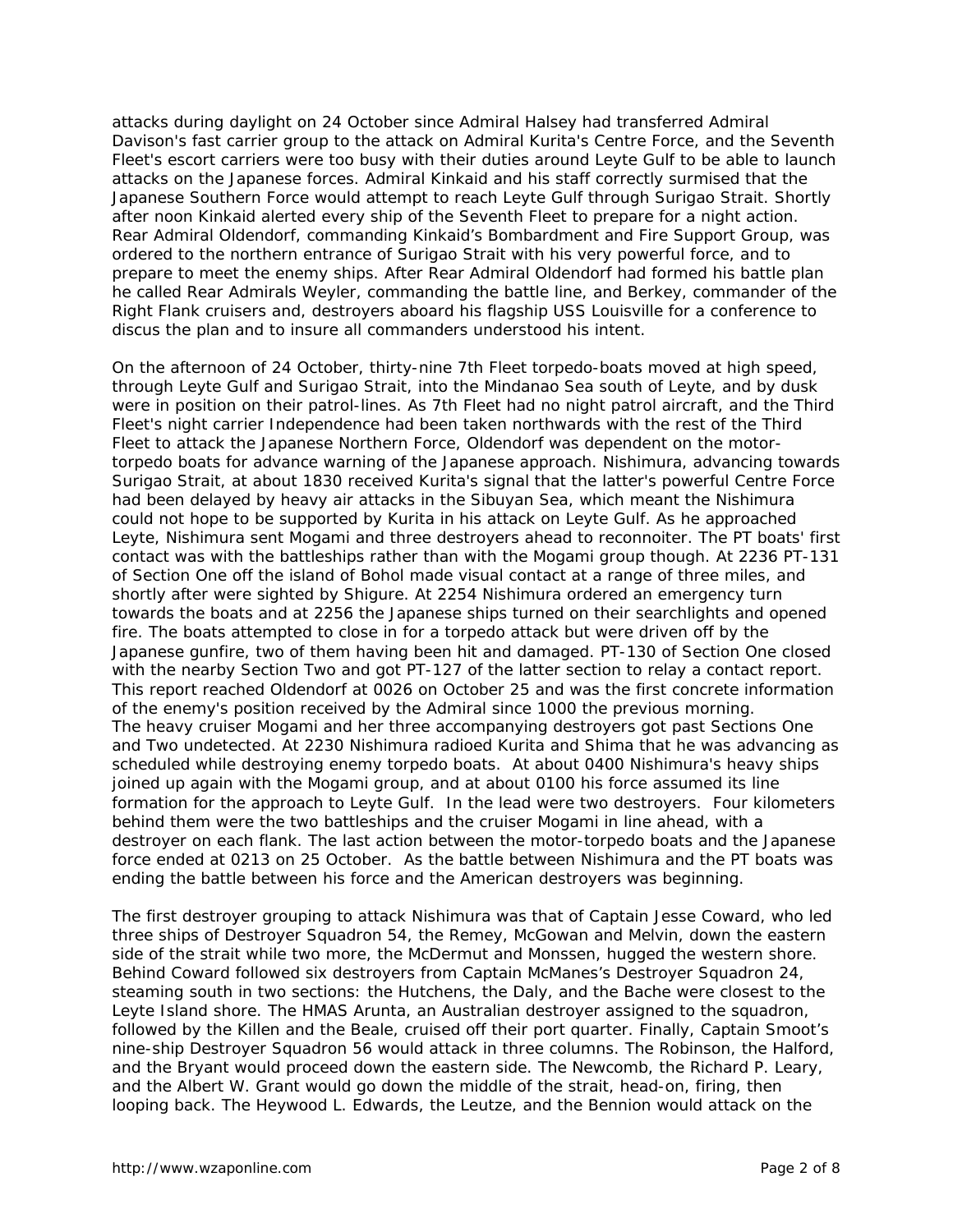attacks during daylight on 24 October since Admiral Halsey had transferred Admiral Davison's fast carrier group to the attack on Admiral Kurita's Centre Force, and the Seventh Fleet's escort carriers were too busy with their duties around Leyte Gulf to be able to launch attacks on the Japanese forces. Admiral Kinkaid and his staff correctly surmised that the Japanese Southern Force would attempt to reach Leyte Gulf through Surigao Strait. Shortly after noon Kinkaid alerted every ship of the Seventh Fleet to prepare for a night action. Rear Admiral Oldendorf, commanding Kinkaid's Bombardment and Fire Support Group, was ordered to the northern entrance of Surigao Strait with his very powerful force, and to prepare to meet the enemy ships. After Rear Admiral Oldendorf had formed his battle plan he called Rear Admirals Weyler, commanding the battle line, and Berkey, commander of the Right Flank cruisers and, destroyers aboard his flagship USS Louisville for a conference to discus the plan and to insure all commanders understood his intent.

On the afternoon of 24 October, thirty-nine 7th Fleet torpedo-boats moved at high speed, through Leyte Gulf and Surigao Strait, into the Mindanao Sea south of Leyte, and by dusk were in position on their patrol-lines. As 7th Fleet had no night patrol aircraft, and the Third Fleet's night carrier Independence had been taken northwards with the rest of the Third Fleet to attack the Japanese Northern Force, Oldendorf was dependent on the motor-torpedo boats for advance warning of the Japanese approach. Nishimura, advancing towards Surigao Strait, at about 1830 received Kurita's signal that the latter's powerful Centre Force had been delayed by heavy air attacks in the Sibuyan Sea, which meant the Nishimura could not hope to be supported by Kurita in his attack on Leyte Gulf. As he approached Leyte, Nishimura sent Mogami and three destroyers ahead to reconnoiter. The PT boats' first contact was with the battleships rather than with the Mogami group though. At 2236 PT-131 of Section One off the island of Bohol made visual contact at a range of three miles, and shortly after were sighted by Shigure. At 2254 Nishimura ordered an emergency turn towards the boats and at 2256 the Japanese ships turned on their searchlights and opened fire. The boats attempted to close in for a torpedo attack but were driven off by the Japanese gunfire, two of them having been hit and damaged. PT-130 of Section One closed with the nearby Section Two and got PT-127 of the latter section to relay a contact report. This report reached Oldendorf at 0026 on October 25 and was the first concrete information of the enemy's position received by the Admiral since 1000 the previous morning.
The heavy cruiser Mogami and her three accompanying destroyers got past Sections One and Two undetected. At 2230 Nishimura radioed Kurita and Shima that he was advancing as scheduled while destroying enemy torpedo boats. At about 0400 Nishimura's heavy ships joined up again with the Mogami group, and at about 0100 his force assumed its line formation for the approach to Leyte Gulf. In the lead were two destroyers. Four kilometers behind them were the two battleships and the cruiser Mogami in line ahead, with a destroyer on each flank. The last action between the motor-torpedo boats and the Japanese force ended at 0213 on 25 October. As the battle between Nishimura and the PT boats was ending the battle between his force and the American destroyers was beginning.

The first destroyer grouping to attack Nishimura was that of Captain Jesse Coward, who led three ships of Destroyer Squadron 54, the Remey, McGowan and Melvin, down the eastern side of the strait while two more, the McDermut and Monssen, hugged the western shore. Behind Coward followed six destroyers from Captain McManes's Destroyer Squadron 24, steaming south in two sections: the Hutchens, the Daly, and the Bache were closest to the Leyte Island shore. The HMAS Arunta, an Australian destroyer assigned to the squadron, followed by the Killen and the Beale, cruised off their port quarter. Finally, Captain Smoot's nine-ship Destroyer Squadron 56 would attack in three columns. The Robinson, the Halford, and the Bryant would proceed down the eastern side. The Newcomb, the Richard P. Leary, and the Albert W. Grant would go down the middle of the strait, head-on, firing, then looping back. The Heywood L. Edwards, the Leutze, and the Bennion would attack on the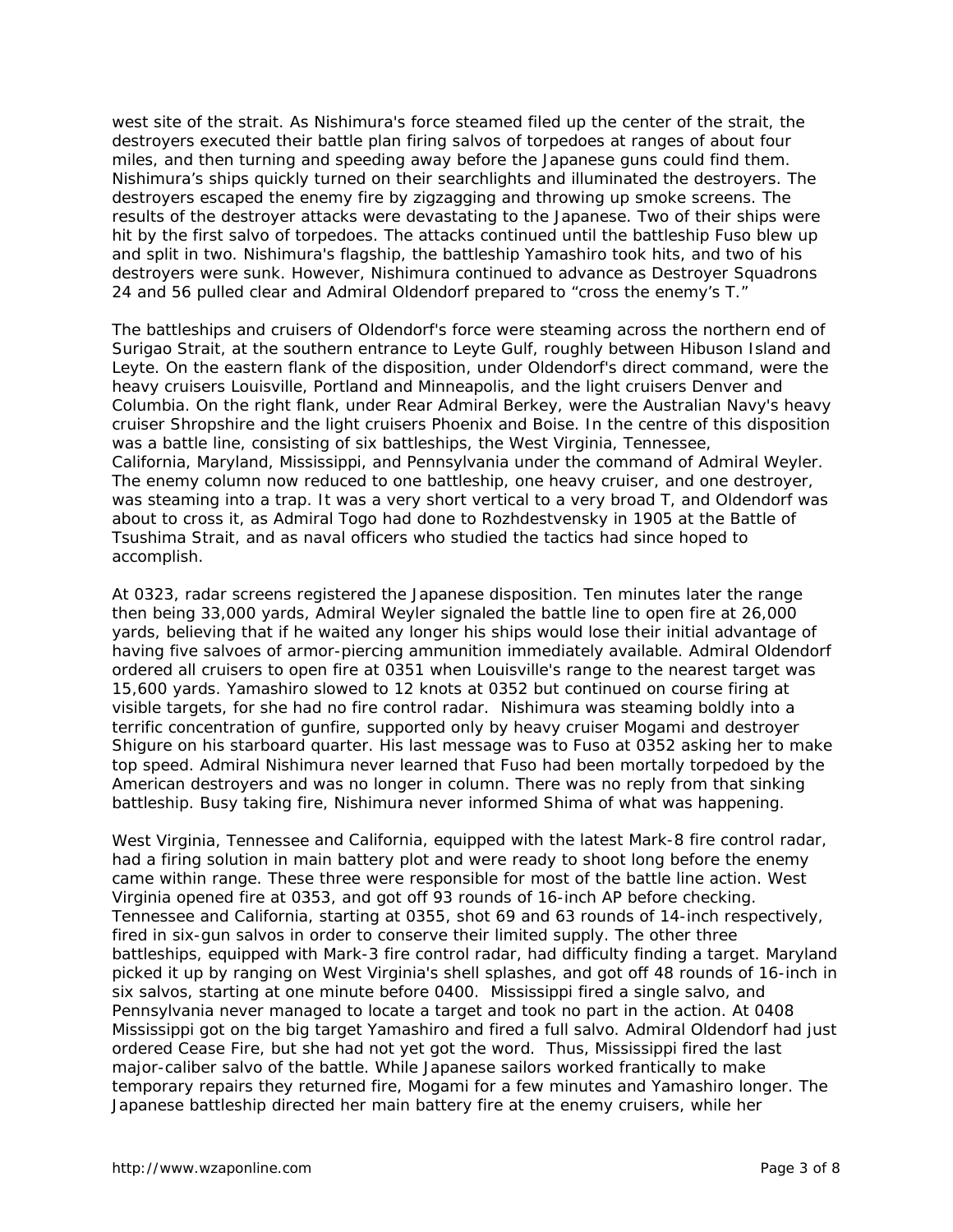west site of the strait. As Nishimura's force steamed filed up the center of the strait, the destroyers executed their battle plan firing salvos of torpedoes at ranges of about four miles, and then turning and speeding away before the Japanese guns could find them. Nishimura's ships quickly turned on their searchlights and illuminated the destroyers. The destroyers escaped the enemy fire by zigzagging and throwing up smoke screens. The results of the destroyer attacks were devastating to the Japanese. Two of their ships were hit by the first salvo of torpedoes. The attacks continued until the battleship Fuso blew up and split in two. Nishimura's flagship, the battleship Yamashiro took hits, and two of his destroyers were sunk. However, Nishimura continued to advance as Destroyer Squadrons 24 and 56 pulled clear and Admiral Oldendorf prepared to "cross the enemy's T."

The battleships and cruisers of Oldendorf's force were steaming across the northern end of Surigao Strait, at the southern entrance to Leyte Gulf, roughly between Hibuson Island and Leyte. On the eastern flank of the disposition, under Oldendorf's direct command, were the heavy cruisers Louisville, Portland and Minneapolis, and the light cruisers Denver and Columbia. On the right flank, under Rear Admiral Berkey, were the Australian Navy's heavy cruiser Shropshire and the light cruisers Phoenix and Boise. In the centre of this disposition was a battle line, consisting of six battleships, the West Virginia, Tennessee, California, Maryland, Mississippi, and Pennsylvania under the command of Admiral Weyler. The enemy column now reduced to one battleship, one heavy cruiser, and one destroyer, was steaming into a trap. It was a very short vertical to a very broad T, and Oldendorf was about to cross it, as Admiral Togo had done to Rozhdestvensky in 1905 at the Battle of Tsushima Strait, and as naval officers who studied the tactics had since hoped to accomplish.

At 0323, radar screens registered the Japanese disposition. Ten minutes later the range then being 33,000 yards, Admiral Weyler signaled the battle line to open fire at 26,000 yards, believing that if he waited any longer his ships would lose their initial advantage of having five salvoes of armor-piercing ammunition immediately available. Admiral Oldendorf ordered all cruisers to open fire at 0351 when Louisville's range to the nearest target was 15,600 yards. Yamashiro slowed to 12 knots at 0352 but continued on course firing at visible targets, for she had no fire control radar. Nishimura was steaming boldly into a terrific concentration of gunfire, supported only by heavy cruiser Mogami and destroyer Shigure on his starboard quarter. His last message was to Fuso at 0352 asking her to make top speed. Admiral Nishimura never learned that Fuso had been mortally torpedoed by the American destroyers and was no longer in column. There was no reply from that sinking battleship. Busy taking fire, Nishimura never informed Shima of what was happening.

West Virginia, Tennessee and California, equipped with the latest Mark-8 fire control radar, had a firing solution in main battery plot and were ready to shoot long before the enemy came within range. These three were responsible for most of the battle line action. West Virginia opened fire at 0353, and got off 93 rounds of 16-inch AP before checking. Tennessee and California, starting at 0355, shot 69 and 63 rounds of 14-inch respectively, fired in six-gun salvos in order to conserve their limited supply. The other three battleships, equipped with Mark-3 fire control radar, had difficulty finding a target. Maryland picked it up by ranging on West Virginia's shell splashes, and got off 48 rounds of 16-inch in six salvos, starting at one minute before 0400. Mississippi fired a single salvo, and Pennsylvania never managed to locate a target and took no part in the action. At 0408 Mississippi got on the big target Yamashiro and fired a full salvo. Admiral Oldendorf had just ordered Cease Fire, but she had not yet got the word. Thus, Mississippi fired the last major-caliber salvo of the battle. While Japanese sailors worked frantically to make temporary repairs they returned fire, Mogami for a few minutes and Yamashiro longer. The Japanese battleship directed her main battery fire at the enemy cruisers, while her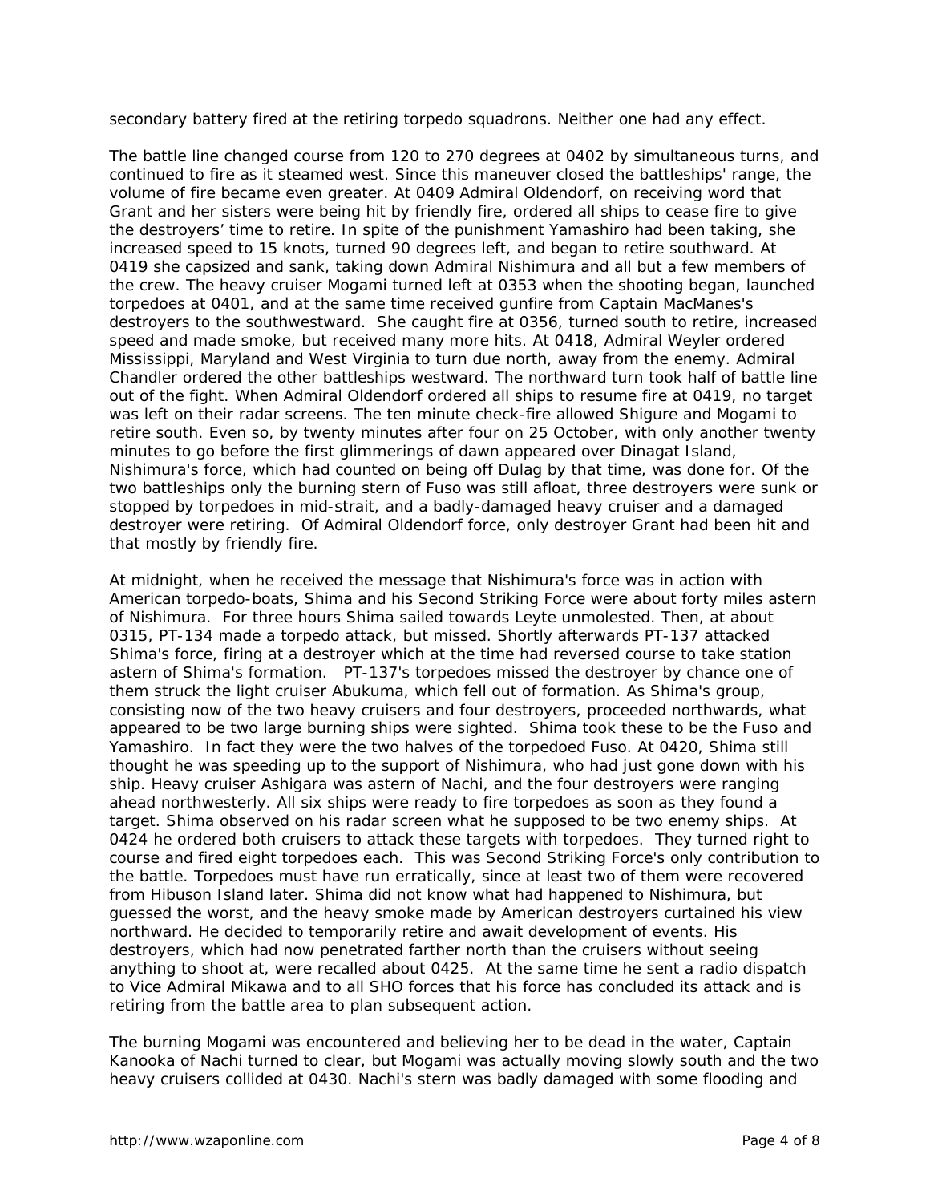secondary battery fired at the retiring torpedo squadrons. Neither one had any effect.

The battle line changed course from 120 to 270 degrees at 0402 by simultaneous turns, and continued to fire as it steamed west. Since this maneuver closed the battleships' range, the volume of fire became even greater. At 0409 Admiral Oldendorf, on receiving word that Grant and her sisters were being hit by friendly fire, ordered all ships to cease fire to give the destroyers' time to retire. In spite of the punishment Yamashiro had been taking, she increased speed to 15 knots, turned 90 degrees left, and began to retire southward. At 0419 she capsized and sank, taking down Admiral Nishimura and all but a few members of the crew. The heavy cruiser Mogami turned left at 0353 when the shooting began, launched torpedoes at 0401, and at the same time received gunfire from Captain MacManes's destroyers to the southwestward. She caught fire at 0356, turned south to retire, increased speed and made smoke, but received many more hits. At 0418, Admiral Weyler ordered Mississippi, Maryland and West Virginia to turn due north, away from the enemy. Admiral Chandler ordered the other battleships westward. The northward turn took half of battle line out of the fight. When Admiral Oldendorf ordered all ships to resume fire at 0419, no target was left on their radar screens. The ten minute check-fire allowed Shigure and Mogami to retire south. Even so, by twenty minutes after four on 25 October, with only another twenty minutes to go before the first glimmerings of dawn appeared over Dinagat Island, Nishimura's force, which had counted on being off Dulag by that time, was done for. Of the two battleships only the burning stern of Fuso was still afloat, three destroyers were sunk or stopped by torpedoes in mid-strait, and a badly-damaged heavy cruiser and a damaged destroyer were retiring. Of Admiral Oldendorf force, only destroyer Grant had been hit and that mostly by friendly fire.

At midnight, when he received the message that Nishimura's force was in action with American torpedo-boats, Shima and his Second Striking Force were about forty miles astern of Nishimura. For three hours Shima sailed towards Leyte unmolested. Then, at about 0315, PT-134 made a torpedo attack, but missed. Shortly afterwards PT-137 attacked Shima's force, firing at a destroyer which at the time had reversed course to take station astern of Shima's formation. PT-137's torpedoes missed the destroyer by chance one of them struck the light cruiser Abukuma, which fell out of formation. As Shima's group, consisting now of the two heavy cruisers and four destroyers, proceeded northwards, what appeared to be two large burning ships were sighted. Shima took these to be the Fuso and Yamashiro. In fact they were the two halves of the torpedoed Fuso. At 0420, Shima still thought he was speeding up to the support of Nishimura, who had just gone down with his ship. Heavy cruiser Ashigara was astern of Nachi, and the four destroyers were ranging ahead northwesterly. All six ships were ready to fire torpedoes as soon as they found a target. Shima observed on his radar screen what he supposed to be two enemy ships. At 0424 he ordered both cruisers to attack these targets with torpedoes. They turned right to course and fired eight torpedoes each. This was Second Striking Force's only contribution to the battle. Torpedoes must have run erratically, since at least two of them were recovered from Hibuson Island later. Shima did not know what had happened to Nishimura, but guessed the worst, and the heavy smoke made by American destroyers curtained his view northward. He decided to temporarily retire and await development of events. His destroyers, which had now penetrated farther north than the cruisers without seeing anything to shoot at, were recalled about 0425. At the same time he sent a radio dispatch to Vice Admiral Mikawa and to all SHO forces that his force has concluded its attack and is retiring from the battle area to plan subsequent action.

The burning Mogami was encountered and believing her to be dead in the water, Captain Kanooka of Nachi turned to clear, but Mogami was actually moving slowly south and the two heavy cruisers collided at 0430. Nachi's stern was badly damaged with some flooding and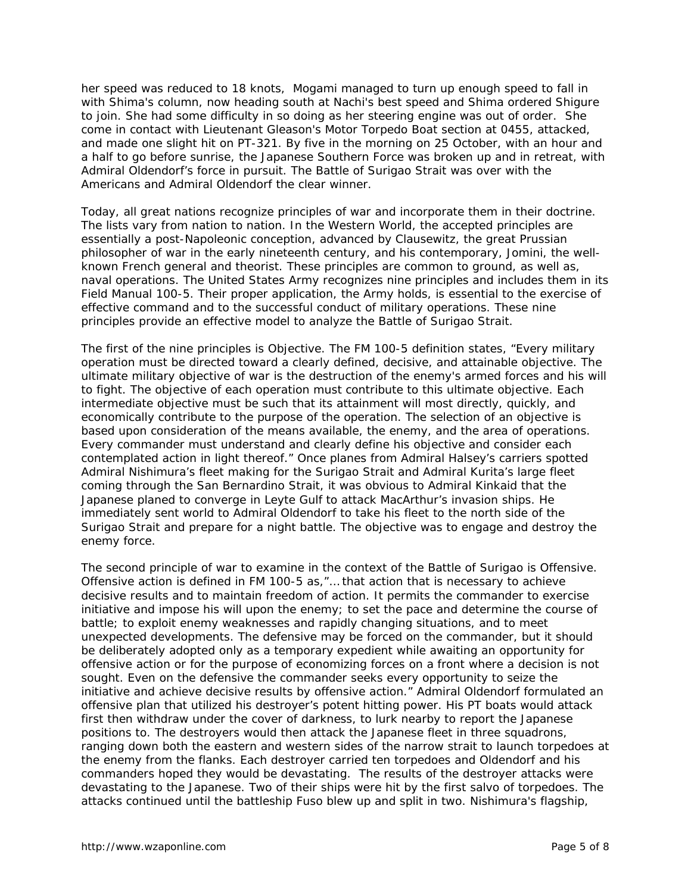her speed was reduced to 18 knots, Mogami managed to turn up enough speed to fall in with Shima's column, now heading south at Nachi's best speed and Shima ordered Shigure to join. She had some difficulty in so doing as her steering engine was out of order. She come in contact with Lieutenant Gleason's Motor Torpedo Boat section at 0455, attacked, and made one slight hit on PT-321. By five in the morning on 25 October, with an hour and a half to go before sunrise, the Japanese Southern Force was broken up and in retreat, with Admiral Oldendorf's force in pursuit. The Battle of Surigao Strait was over with the Americans and Admiral Oldendorf the clear winner.

Today, all great nations recognize principles of war and incorporate them in their doctrine. The lists vary from nation to nation. In the Western World, the accepted principles are essentially a post-Napoleonic conception, advanced by Clausewitz, the great Prussian philosopher of war in the early nineteenth century, and his contemporary, Jomini, the well-known French general and theorist. These principles are common to ground, as well as, naval operations. The United States Army recognizes nine principles and includes them in its Field Manual 100-5. Their proper application, the Army holds, is essential to the exercise of effective command and to the successful conduct of military operations. These nine principles provide an effective model to analyze the Battle of Surigao Strait.

The first of the nine principles is Objective. The FM 100-5 definition states, "Every military operation must be directed toward a clearly defined, decisive, and attainable objective. The ultimate military objective of war is the destruction of the enemy's armed forces and his will to fight. The objective of each operation must contribute to this ultimate objective. Each intermediate objective must be such that its attainment will most directly, quickly, and economically contribute to the purpose of the operation. The selection of an objective is based upon consideration of the means available, the enemy, and the area of operations. Every commander must understand and clearly define his objective and consider each contemplated action in light thereof." Once planes from Admiral Halsey's carriers spotted Admiral Nishimura's fleet making for the Surigao Strait and Admiral Kurita's large fleet coming through the San Bernardino Strait, it was obvious to Admiral Kinkaid that the Japanese planed to converge in Leyte Gulf to attack MacArthur's invasion ships. He immediately sent world to Admiral Oldendorf to take his fleet to the north side of the Surigao Strait and prepare for a night battle. The objective was to engage and destroy the enemy force.

The second principle of war to examine in the context of the Battle of Surigao is Offensive. Offensive action is defined in FM 100-5 as,"…that action that is necessary to achieve decisive results and to maintain freedom of action. It permits the commander to exercise initiative and impose his will upon the enemy; to set the pace and determine the course of battle; to exploit enemy weaknesses and rapidly changing situations, and to meet unexpected developments. The defensive may be forced on the commander, but it should be deliberately adopted only as a temporary expedient while awaiting an opportunity for offensive action or for the purpose of economizing forces on a front where a decision is not sought. Even on the defensive the commander seeks every opportunity to seize the initiative and achieve decisive results by offensive action." Admiral Oldendorf formulated an offensive plan that utilized his destroyer's potent hitting power. His PT boats would attack first then withdraw under the cover of darkness, to lurk nearby to report the Japanese positions to. The destroyers would then attack the Japanese fleet in three squadrons, ranging down both the eastern and western sides of the narrow strait to launch torpedoes at the enemy from the flanks. Each destroyer carried ten torpedoes and Oldendorf and his commanders hoped they would be devastating. The results of the destroyer attacks were devastating to the Japanese. Two of their ships were hit by the first salvo of torpedoes. The attacks continued until the battleship Fuso blew up and split in two. Nishimura's flagship,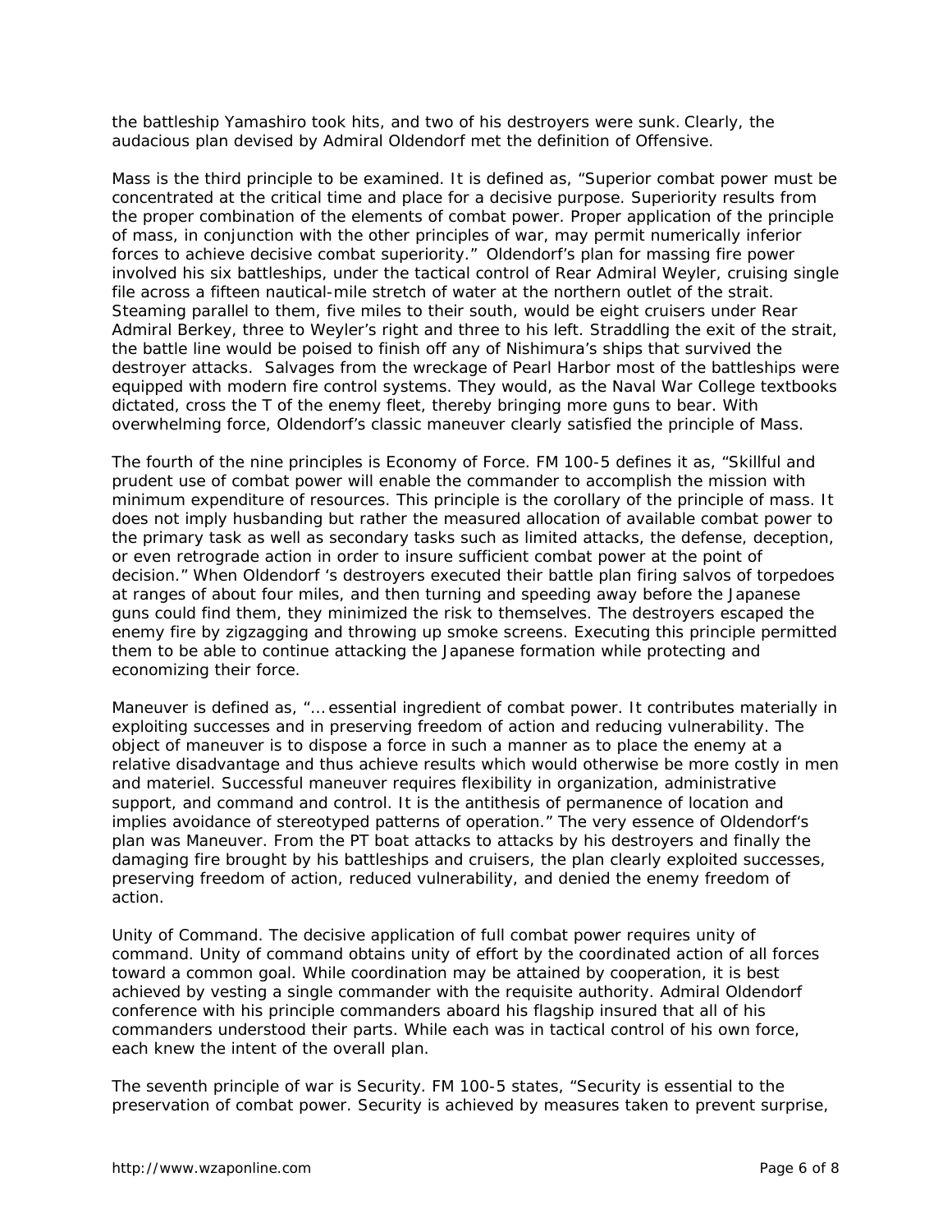the battleship Yamashiro took hits, and two of his destroyers were sunk. Clearly, the audacious plan devised by Admiral Oldendorf met the definition of Offensive.

Mass is the third principle to be examined. It is defined as, "Superior combat power must be concentrated at the critical time and place for a decisive purpose. Superiority results from the proper combination of the elements of combat power. Proper application of the principle of mass, in conjunction with the other principles of war, may permit numerically inferior forces to achieve decisive combat superiority." Oldendorf's plan for massing fire power involved his six battleships, under the tactical control of Rear Admiral Weyler, cruising single file across a fifteen nautical-mile stretch of water at the northern outlet of the strait. Steaming parallel to them, five miles to their south, would be eight cruisers under Rear Admiral Berkey, three to Weyler's right and three to his left. Straddling the exit of the strait, the battle line would be poised to finish off any of Nishimura's ships that survived the destroyer attacks. Salvages from the wreckage of Pearl Harbor most of the battleships were equipped with modern fire control systems. They would, as the Naval War College textbooks dictated, cross the T of the enemy fleet, thereby bringing more guns to bear. With overwhelming force, Oldendorf's classic maneuver clearly satisfied the principle of Mass.

The fourth of the nine principles is Economy of Force. FM 100-5 defines it as, "Skillful and prudent use of combat power will enable the commander to accomplish the mission with minimum expenditure of resources. This principle is the corollary of the principle of mass. It does not imply husbanding but rather the measured allocation of available combat power to the primary task as well as secondary tasks such as limited attacks, the defense, deception, or even retrograde action in order to insure sufficient combat power at the point of decision." When Oldendorf 's destroyers executed their battle plan firing salvos of torpedoes at ranges of about four miles, and then turning and speeding away before the Japanese guns could find them, they minimized the risk to themselves. The destroyers escaped the enemy fire by zigzagging and throwing up smoke screens. Executing this principle permitted them to be able to continue attacking the Japanese formation while protecting and economizing their force.

Maneuver is defined as, "... essential ingredient of combat power. It contributes materially in exploiting successes and in preserving freedom of action and reducing vulnerability. The object of maneuver is to dispose a force in such a manner as to place the enemy at a relative disadvantage and thus achieve results which would otherwise be more costly in men and materiel. Successful maneuver requires flexibility in organization, administrative support, and command and control. It is the antithesis of permanence of location and implies avoidance of stereotyped patterns of operation." The very essence of Oldendorf's plan was Maneuver. From the PT boat attacks to attacks by his destroyers and finally the damaging fire brought by his battleships and cruisers, the plan clearly exploited successes, preserving freedom of action, reduced vulnerability, and denied the enemy freedom of action.

Unity of Command. The decisive application of full combat power requires unity of command. Unity of command obtains unity of effort by the coordinated action of all forces toward a common goal. While coordination may be attained by cooperation, it is best achieved by vesting a single commander with the requisite authority. Admiral Oldendorf conference with his principle commanders aboard his flagship insured that all of his commanders understood their parts. While each was in tactical control of his own force, each knew the intent of the overall plan.

The seventh principle of war is Security. FM 100-5 states, "Security is essential to the preservation of combat power. Security is achieved by measures taken to prevent surprise,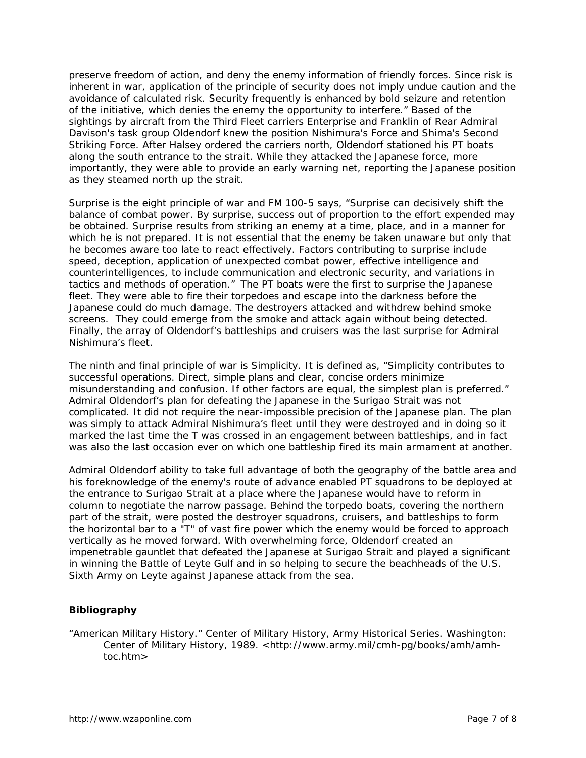preserve freedom of action, and deny the enemy information of friendly forces. Since risk is inherent in war, application of the principle of security does not imply undue caution and the avoidance of calculated risk. Security frequently is enhanced by bold seizure and retention of the initiative, which denies the enemy the opportunity to interfere." Based of the sightings by aircraft from the Third Fleet carriers Enterprise and Franklin of Rear Admiral Davison's task group Oldendorf knew the position Nishimura's Force and Shima's Second Striking Force. After Halsey ordered the carriers north, Oldendorf stationed his PT boats along the south entrance to the strait. While they attacked the Japanese force, more importantly, they were able to provide an early warning net, reporting the Japanese position as they steamed north up the strait.

Surprise is the eight principle of war and FM 100-5 says, "Surprise can decisively shift the balance of combat power. By surprise, success out of proportion to the effort expended may be obtained. Surprise results from striking an enemy at a time, place, and in a manner for which he is not prepared. It is not essential that the enemy be taken unaware but only that he becomes aware too late to react effectively. Factors contributing to surprise include speed, deception, application of unexpected combat power, effective intelligence and counterintelligences, to include communication and electronic security, and variations in tactics and methods of operation." The PT boats were the first to surprise the Japanese fleet. They were able to fire their torpedoes and escape into the darkness before the Japanese could do much damage. The destroyers attacked and withdrew behind smoke screens. They could emerge from the smoke and attack again without being detected. Finally, the array of Oldendorf's battleships and cruisers was the last surprise for Admiral Nishimura's fleet.

The ninth and final principle of war is Simplicity. It is defined as, "Simplicity contributes to successful operations. Direct, simple plans and clear, concise orders minimize misunderstanding and confusion. If other factors are equal, the simplest plan is preferred." Admiral Oldendorf's plan for defeating the Japanese in the Surigao Strait was not complicated. It did not require the near-impossible precision of the Japanese plan. The plan was simply to attack Admiral Nishimura's fleet until they were destroyed and in doing so it marked the last time the T was crossed in an engagement between battleships, and in fact was also the last occasion ever on which one battleship fired its main armament at another.

Admiral Oldendorf ability to take full advantage of both the geography of the battle area and his foreknowledge of the enemy's route of advance enabled PT squadrons to be deployed at the entrance to Surigao Strait at a place where the Japanese would have to reform in column to negotiate the narrow passage. Behind the torpedo boats, covering the northern part of the strait, were posted the destroyer squadrons, cruisers, and battleships to form the horizontal bar to a "T" of vast fire power which the enemy would be forced to approach vertically as he moved forward. With overwhelming force, Oldendorf created an impenetrable gauntlet that defeated the Japanese at Surigao Strait and played a significant in winning the Battle of Leyte Gulf and in so helping to secure the beachheads of the U.S. Sixth Army on Leyte against Japanese attack from the sea.

## Bibliography

"American Military History." Center of Military History, Army Historical Series. Washington: Center of Military History, 1989. <http://www.army.mil/cmh-pg/books/amh/amh-toc.htm>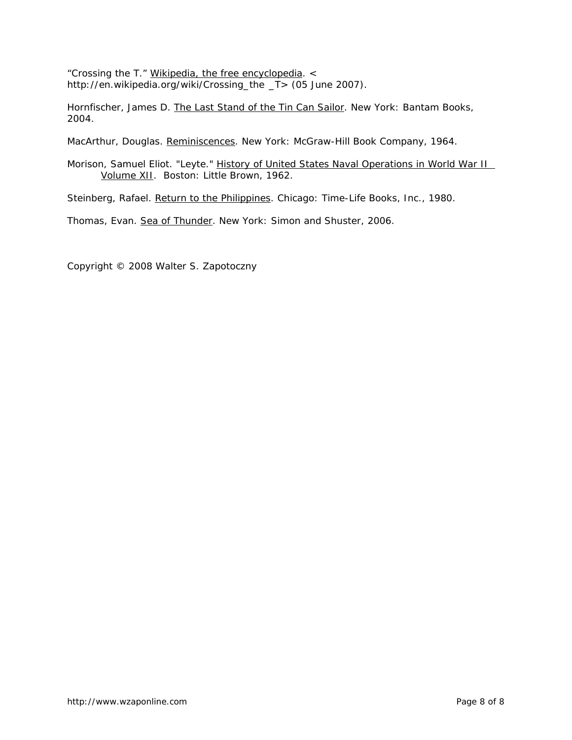"Crossing the T." Wikipedia, the free encyclopedia. < http://en.wikipedia.org/wiki/Crossing_the _T> (05 June 2007).

Hornfischer, James D. The Last Stand of the Tin Can Sailor. New York: Bantam Books, 2004.

MacArthur, Douglas. Reminiscences. New York: McGraw-Hill Book Company, 1964.

Morison, Samuel Eliot. "Leyte." History of United States Naval Operations in World War II Volume XII. Boston: Little Brown, 1962.

Steinberg, Rafael. Return to the Philippines. Chicago: Time-Life Books, Inc., 1980.

Thomas, Evan. Sea of Thunder. New York: Simon and Shuster, 2006.

Copyright © 2008 Walter S. Zapotoczny